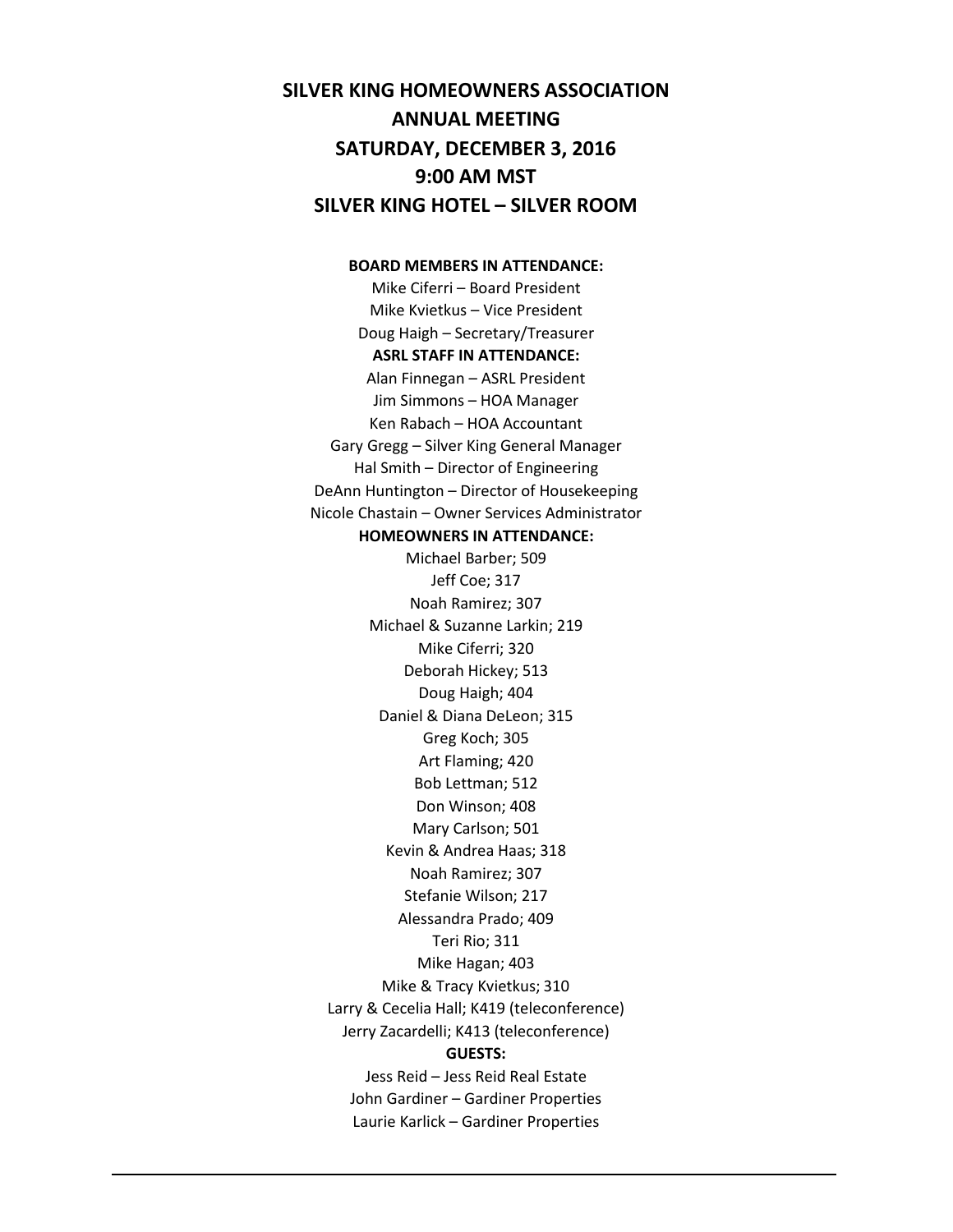# SILVER KING HOMEOWNERS ASSOCIATION
## ANNUAL MEETING
## SATURDAY, DECEMBER 3, 2016
## 9:00 AM MST
## SILVER KING HOTEL – SILVER ROOM

**BOARD MEMBERS IN ATTENDANCE:**

Mike Ciferri – Board President
Mike Kvietkus – Vice President
Doug Haigh – Secretary/Treasurer

**ASRL STAFF IN ATTENDANCE:**

Alan Finnegan – ASRL President
Jim Simmons – HOA Manager
Ken Rabach – HOA Accountant
Gary Gregg – Silver King General Manager
Hal Smith – Director of Engineering
DeAnn Huntington – Director of Housekeeping
Nicole Chastain – Owner Services Administrator

**HOMEOWNERS IN ATTENDANCE:**

Michael Barber; 509
Jeff Coe; 317
Noah Ramirez; 307
Michael & Suzanne Larkin; 219
Mike Ciferri; 320
Deborah Hickey; 513
Doug Haigh; 404
Daniel & Diana DeLeon; 315
Greg Koch; 305
Art Flaming; 420
Bob Lettman; 512
Don Winson; 408
Mary Carlson; 501
Kevin & Andrea Haas; 318
Noah Ramirez; 307
Stefanie Wilson; 217
Alessandra Prado; 409
Teri Rio; 311
Mike Hagan; 403
Mike & Tracy Kvietkus; 310
Larry & Cecelia Hall; K419 (teleconference)
Jerry Zacardelli; K413 (teleconference)

**GUESTS:**

Jess Reid – Jess Reid Real Estate
John Gardiner – Gardiner Properties
Laurie Karlick – Gardiner Properties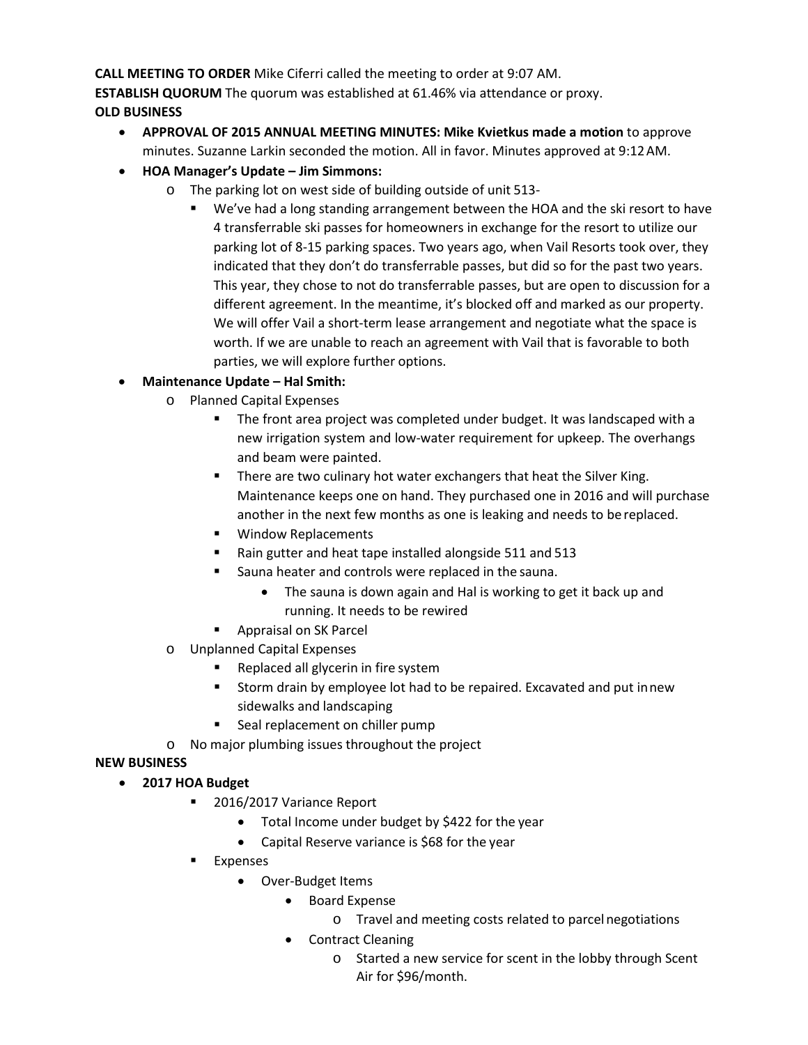**CALL MEETING TO ORDER** Mike Ciferri called the meeting to order at 9:07 AM.

**ESTABLISH QUORUM** The quorum was established at 61.46% via attendance or proxy.

**OLD BUSINESS**

- **APPROVAL OF 2015 ANNUAL MEETING MINUTES: Mike Kvietkus made a motion** to approve minutes. Suzanne Larkin seconded the motion. All in favor. Minutes approved at 9:12 AM.
- **HOA Manager's Update – Jim Simmons:**
  - The parking lot on west side of building outside of unit 513-
    - We've had a long standing arrangement between the HOA and the ski resort to have 4 transferrable ski passes for homeowners in exchange for the resort to utilize our parking lot of 8-15 parking spaces. Two years ago, when Vail Resorts took over, they indicated that they don't do transferrable passes, but did so for the past two years. This year, they chose to not do transferrable passes, but are open to discussion for a different agreement. In the meantime, it's blocked off and marked as our property. We will offer Vail a short-term lease arrangement and negotiate what the space is worth. If we are unable to reach an agreement with Vail that is favorable to both parties, we will explore further options.
- **Maintenance Update – Hal Smith:**
  - Planned Capital Expenses
    - The front area project was completed under budget. It was landscaped with a new irrigation system and low-water requirement for upkeep. The overhangs and beam were painted.
    - There are two culinary hot water exchangers that heat the Silver King. Maintenance keeps one on hand. They purchased one in 2016 and will purchase another in the next few months as one is leaking and needs to be replaced.
    - Window Replacements
    - Rain gutter and heat tape installed alongside 511 and 513
    - Sauna heater and controls were replaced in the sauna.
      - The sauna is down again and Hal is working to get it back up and running. It needs to be rewired
    - Appraisal on SK Parcel
  - Unplanned Capital Expenses
    - Replaced all glycerin in fire system
    - Storm drain by employee lot had to be repaired. Excavated and put in new sidewalks and landscaping
    - Seal replacement on chiller pump
  - No major plumbing issues throughout the project

**NEW BUSINESS**

- **2017 HOA Budget**
  - 2016/2017 Variance Report
    - Total Income under budget by $422 for the year
    - Capital Reserve variance is $68 for the year
  - Expenses
    - Over-Budget Items
      - Board Expense
        - Travel and meeting costs related to parcel negotiations
      - Contract Cleaning
        - Started a new service for scent in the lobby through Scent Air for $96/month.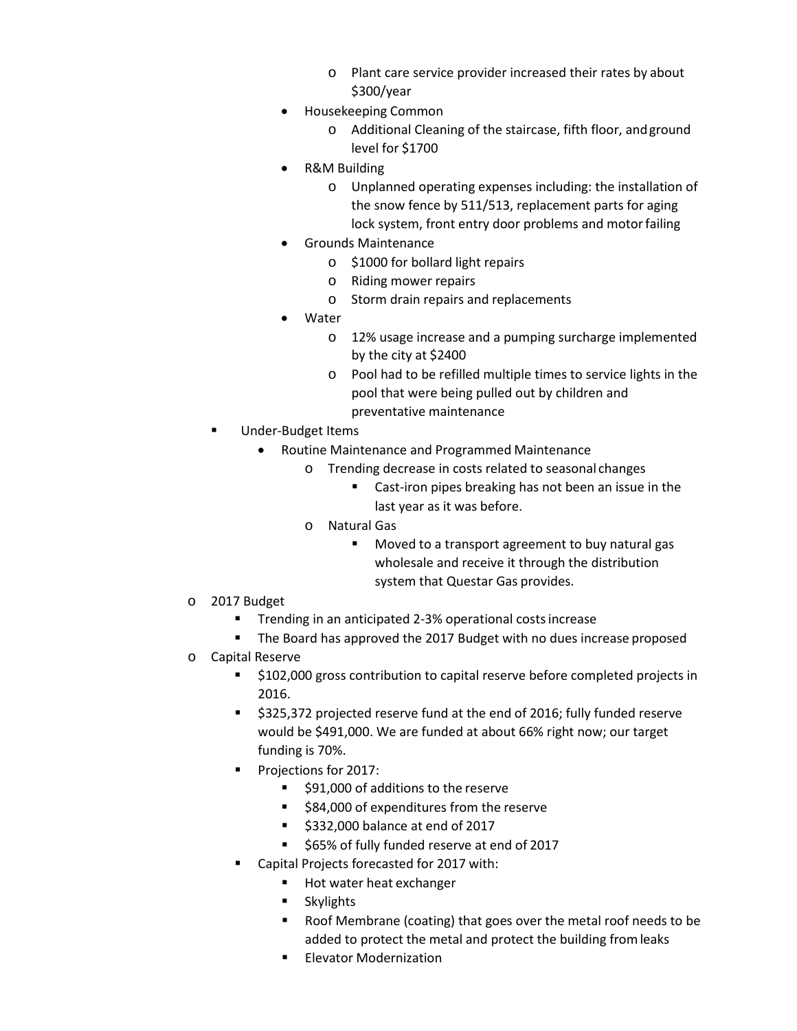- Plant care service provider increased their rates by about $300/year
    - Housekeeping Common
      - Additional Cleaning of the staircase, fifth floor, and ground level for $1700
    - R&M Building
      - Unplanned operating expenses including: the installation of the snow fence by 511/513, replacement parts for aging lock system, front entry door problems and motor failing
    - Grounds Maintenance
      - $1000 for bollard light repairs
      - Riding mower repairs
      - Storm drain repairs and replacements
    - Water
      - 12% usage increase and a pumping surcharge implemented by the city at $2400
      - Pool had to be refilled multiple times to service lights in the pool that were being pulled out by children and preventative maintenance
  - Under-Budget Items
    - Routine Maintenance and Programmed Maintenance
      - Trending decrease in costs related to seasonal changes
        - Cast-iron pipes breaking has not been an issue in the last year as it was before.
      - Natural Gas
        - Moved to a transport agreement to buy natural gas wholesale and receive it through the distribution system that Questar Gas provides.
- 2017 Budget
  - Trending in an anticipated 2-3% operational costs increase
  - The Board has approved the 2017 Budget with no dues increase proposed
- Capital Reserve
  - $102,000 gross contribution to capital reserve before completed projects in 2016.
  - $325,372 projected reserve fund at the end of 2016; fully funded reserve would be $491,000. We are funded at about 66% right now; our target funding is 70%.
  - Projections for 2017:
    - $91,000 of additions to the reserve
    - $84,000 of expenditures from the reserve
    - $332,000 balance at end of 2017
    - $65% of fully funded reserve at end of 2017
  - Capital Projects forecasted for 2017 with:
    - Hot water heat exchanger
    - Skylights
    - Roof Membrane (coating) that goes over the metal roof needs to be added to protect the metal and protect the building from leaks
    - Elevator Modernization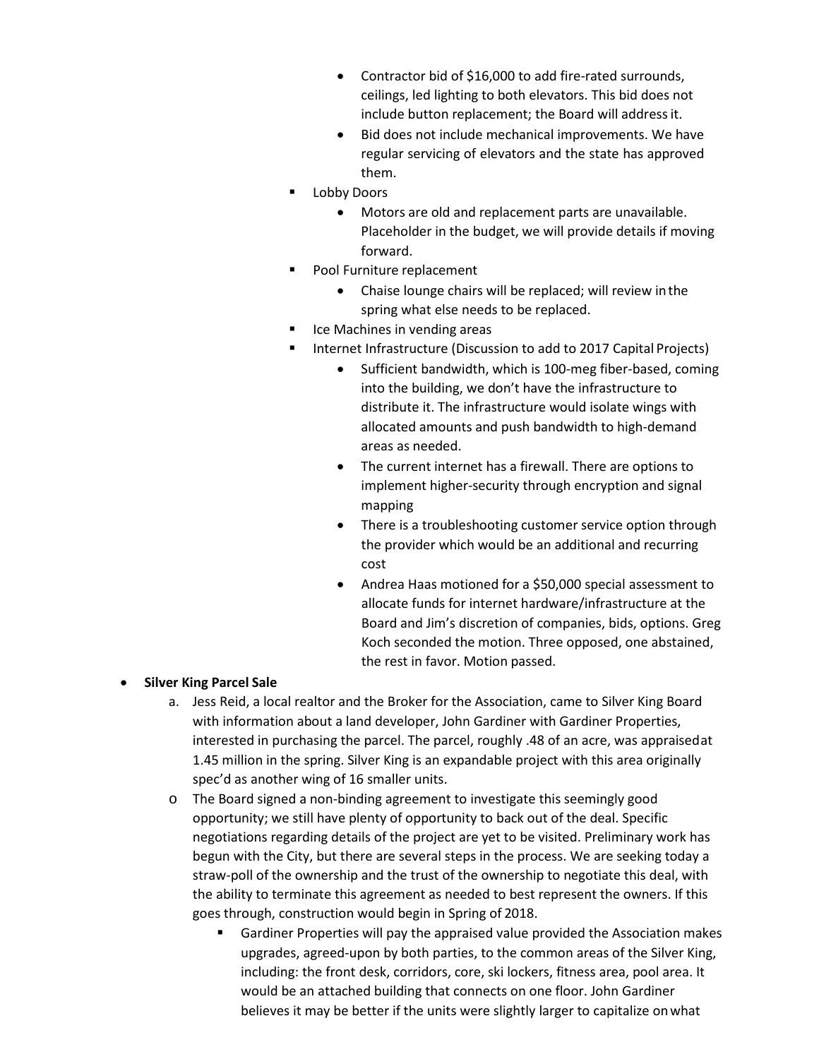- Contractor bid of $16,000 to add fire-rated surrounds, ceilings, led lighting to both elevators. This bid does not include button replacement; the Board will address it.
        - Bid does not include mechanical improvements. We have regular servicing of elevators and the state has approved them.
      - Lobby Doors
        - Motors are old and replacement parts are unavailable. Placeholder in the budget, we will provide details if moving forward.
      - Pool Furniture replacement
        - Chaise lounge chairs will be replaced; will review in the spring what else needs to be replaced.
      - Ice Machines in vending areas
      - Internet Infrastructure (Discussion to add to 2017 Capital Projects)
        - Sufficient bandwidth, which is 100-meg fiber-based, coming into the building, we don't have the infrastructure to distribute it. The infrastructure would isolate wings with allocated amounts and push bandwidth to high-demand areas as needed.
        - The current internet has a firewall. There are options to implement higher-security through encryption and signal mapping
        - There is a troubleshooting customer service option through the provider which would be an additional and recurring cost
        - Andrea Haas motioned for a $50,000 special assessment to allocate funds for internet hardware/infrastructure at the Board and Jim's discretion of companies, bids, options. Greg Koch seconded the motion. Three opposed, one abstained, the rest in favor. Motion passed.

- **Silver King Parcel Sale**
  a. Jess Reid, a local realtor and the Broker for the Association, came to Silver King Board with information about a land developer, John Gardiner with Gardiner Properties, interested in purchasing the parcel. The parcel, roughly .48 of an acre, was appraised at 1.45 million in the spring. Silver King is an expandable project with this area originally spec'd as another wing of 16 smaller units.
  - The Board signed a non-binding agreement to investigate this seemingly good opportunity; we still have plenty of opportunity to back out of the deal. Specific negotiations regarding details of the project are yet to be visited. Preliminary work has begun with the City, but there are several steps in the process. We are seeking today a straw-poll of the ownership and the trust of the ownership to negotiate this deal, with the ability to terminate this agreement as needed to best represent the owners. If this goes through, construction would begin in Spring of 2018.
    - Gardiner Properties will pay the appraised value provided the Association makes upgrades, agreed-upon by both parties, to the common areas of the Silver King, including: the front desk, corridors, core, ski lockers, fitness area, pool area. It would be an attached building that connects on one floor. John Gardiner believes it may be better if the units were slightly larger to capitalize on what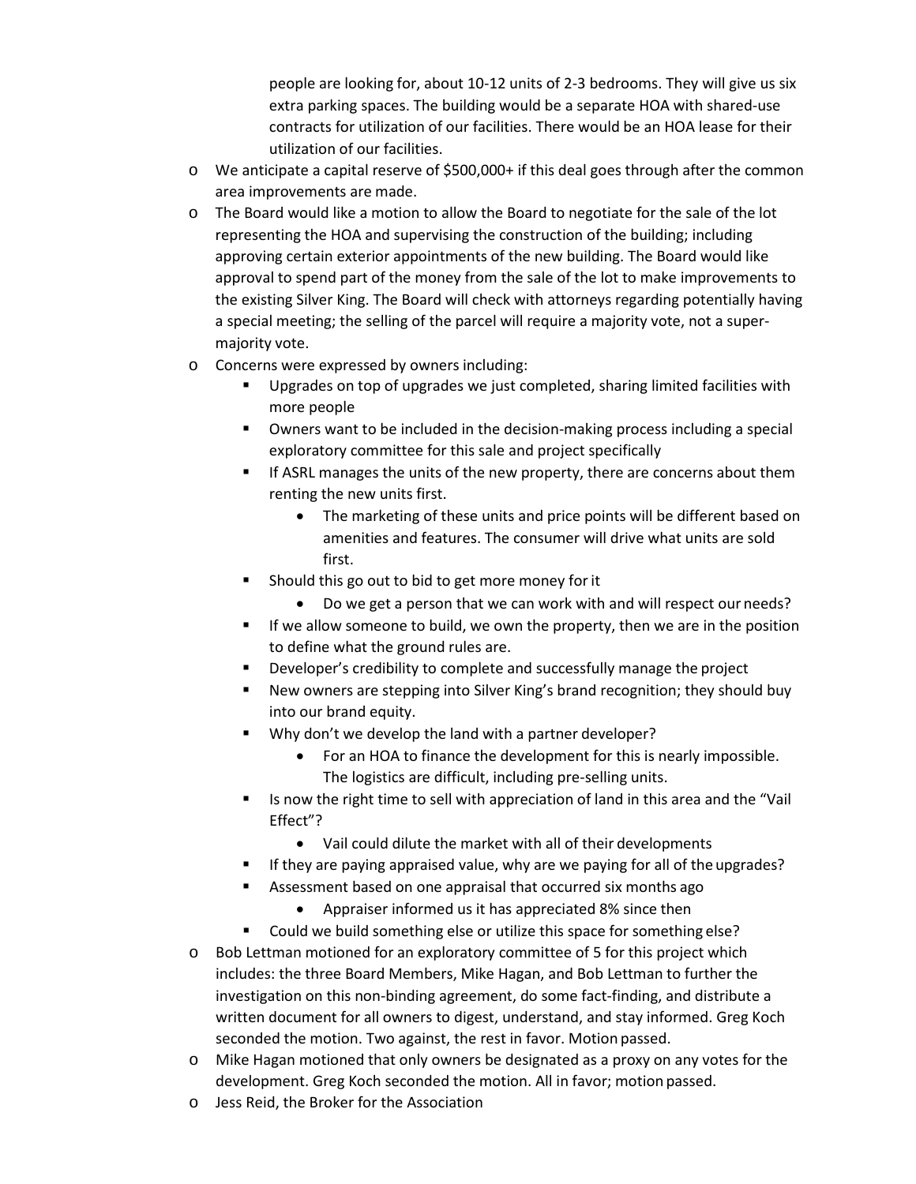people are looking for, about 10-12 units of 2-3 bedrooms. They will give us six extra parking spaces. The building would be a separate HOA with shared-use contracts for utilization of our facilities. There would be an HOA lease for their utilization of our facilities.

- We anticipate a capital reserve of $500,000+ if this deal goes through after the common area improvements are made.
- The Board would like a motion to allow the Board to negotiate for the sale of the lot representing the HOA and supervising the construction of the building; including approving certain exterior appointments of the new building. The Board would like approval to spend part of the money from the sale of the lot to make improvements to the existing Silver King. The Board will check with attorneys regarding potentially having a special meeting; the selling of the parcel will require a majority vote, not a super-majority vote.
- Concerns were expressed by owners including:
  - Upgrades on top of upgrades we just completed, sharing limited facilities with more people
  - Owners want to be included in the decision-making process including a special exploratory committee for this sale and project specifically
  - If ASRL manages the units of the new property, there are concerns about them renting the new units first.
    - The marketing of these units and price points will be different based on amenities and features. The consumer will drive what units are sold first.
  - Should this go out to bid to get more money for it
    - Do we get a person that we can work with and will respect our needs?
  - If we allow someone to build, we own the property, then we are in the position to define what the ground rules are.
  - Developer's credibility to complete and successfully manage the project
  - New owners are stepping into Silver King's brand recognition; they should buy into our brand equity.
  - Why don't we develop the land with a partner developer?
    - For an HOA to finance the development for this is nearly impossible. The logistics are difficult, including pre-selling units.
  - Is now the right time to sell with appreciation of land in this area and the "Vail Effect"?
    - Vail could dilute the market with all of their developments
  - If they are paying appraised value, why are we paying for all of the upgrades?
  - Assessment based on one appraisal that occurred six months ago
    - Appraiser informed us it has appreciated 8% since then
  - Could we build something else or utilize this space for something else?
- Bob Lettman motioned for an exploratory committee of 5 for this project which includes: the three Board Members, Mike Hagan, and Bob Lettman to further the investigation on this non-binding agreement, do some fact-finding, and distribute a written document for all owners to digest, understand, and stay informed. Greg Koch seconded the motion. Two against, the rest in favor. Motion passed.
- Mike Hagan motioned that only owners be designated as a proxy on any votes for the development. Greg Koch seconded the motion. All in favor; motion passed.
- Jess Reid, the Broker for the Association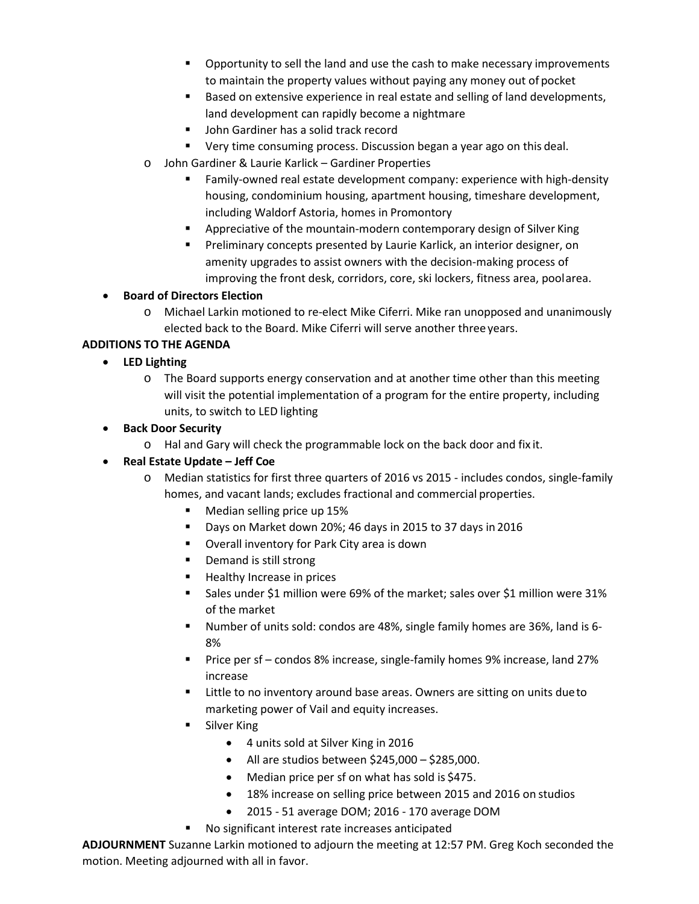- Opportunity to sell the land and use the cash to make necessary improvements to maintain the property values without paying any money out of pocket
        - Based on extensive experience in real estate and selling of land developments, land development can rapidly become a nightmare
        - John Gardiner has a solid track record
        - Very time consuming process. Discussion began a year ago on this deal.
    - John Gardiner & Laurie Karlick – Gardiner Properties
        - Family-owned real estate development company: experience with high-density housing, condominium housing, apartment housing, timeshare development, including Waldorf Astoria, homes in Promontory
        - Appreciative of the mountain-modern contemporary design of Silver King
        - Preliminary concepts presented by Laurie Karlick, an interior designer, on amenity upgrades to assist owners with the decision-making process of improving the front desk, corridors, core, ski lockers, fitness area, pool area.
- **Board of Directors Election**
    - Michael Larkin motioned to re-elect Mike Ciferri. Mike ran unopposed and unanimously elected back to the Board. Mike Ciferri will serve another three years.

**ADDITIONS TO THE AGENDA**

- **LED Lighting**
    - The Board supports energy conservation and at another time other than this meeting will visit the potential implementation of a program for the entire property, including units, to switch to LED lighting
- **Back Door Security**
    - Hal and Gary will check the programmable lock on the back door and fix it.
- **Real Estate Update – Jeff Coe**
    - Median statistics for first three quarters of 2016 vs 2015 - includes condos, single-family homes, and vacant lands; excludes fractional and commercial properties.
        - Median selling price up 15%
        - Days on Market down 20%; 46 days in 2015 to 37 days in 2016
        - Overall inventory for Park City area is down
        - Demand is still strong
        - Healthy Increase in prices
        - Sales under $1 million were 69% of the market; sales over $1 million were 31% of the market
        - Number of units sold: condos are 48%, single family homes are 36%, land is 6-8%
        - Price per sf – condos 8% increase, single-family homes 9% increase, land 27% increase
        - Little to no inventory around base areas. Owners are sitting on units due to marketing power of Vail and equity increases.
        - Silver King
            - 4 units sold at Silver King in 2016
            - All are studios between $245,000 – $285,000.
            - Median price per sf on what has sold is $475.
            - 18% increase on selling price between 2015 and 2016 on studios
            - 2015 - 51 average DOM; 2016 - 170 average DOM
        - No significant interest rate increases anticipated

**ADJOURNMENT** Suzanne Larkin motioned to adjourn the meeting at 12:57 PM. Greg Koch seconded the motion. Meeting adjourned with all in favor.